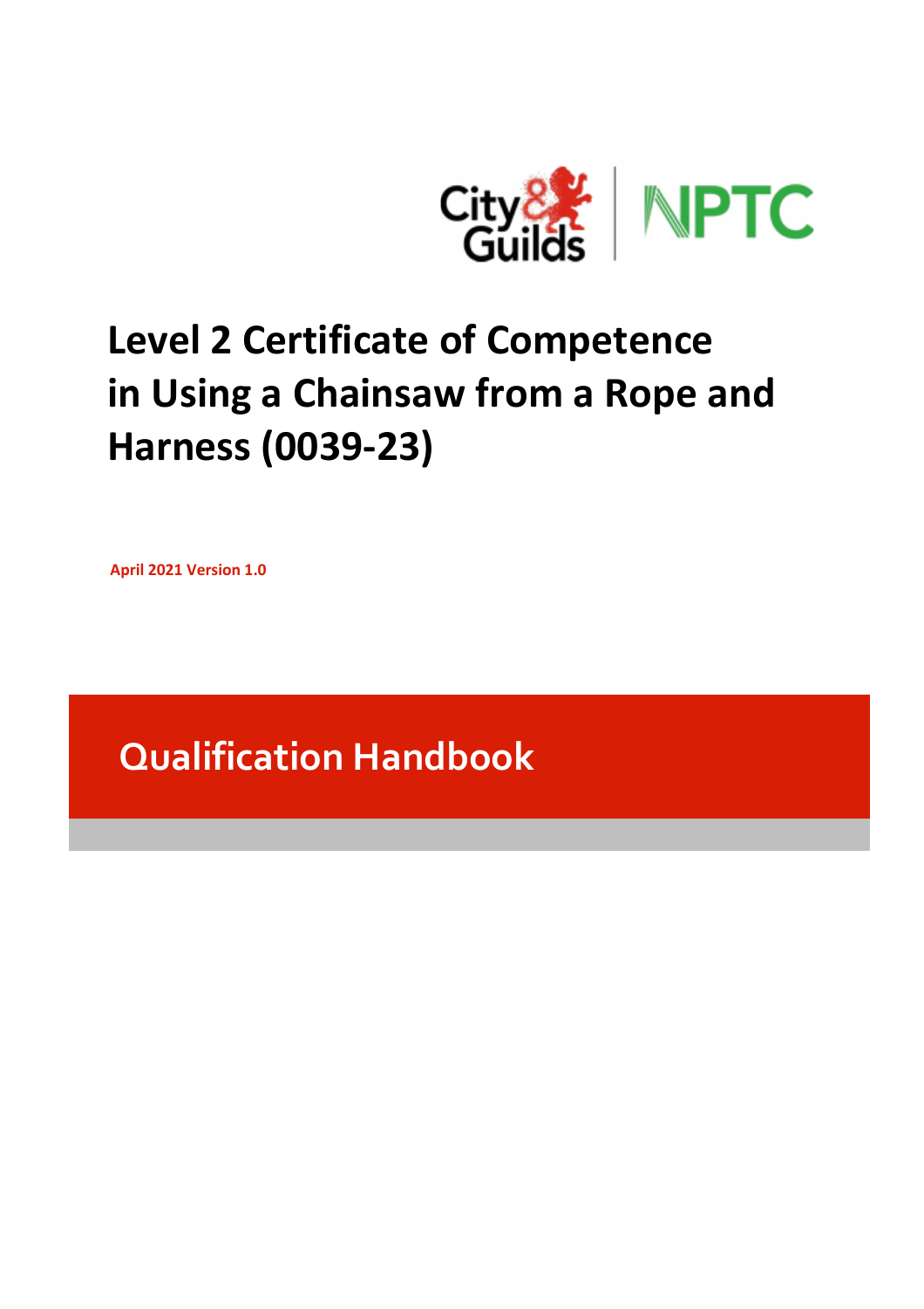# Level 2 Certificate of Competence in Using a Chainsaw from a Rope and Harness (0039-23)

**April 2021 Version 1.0**

## Qualification Handbook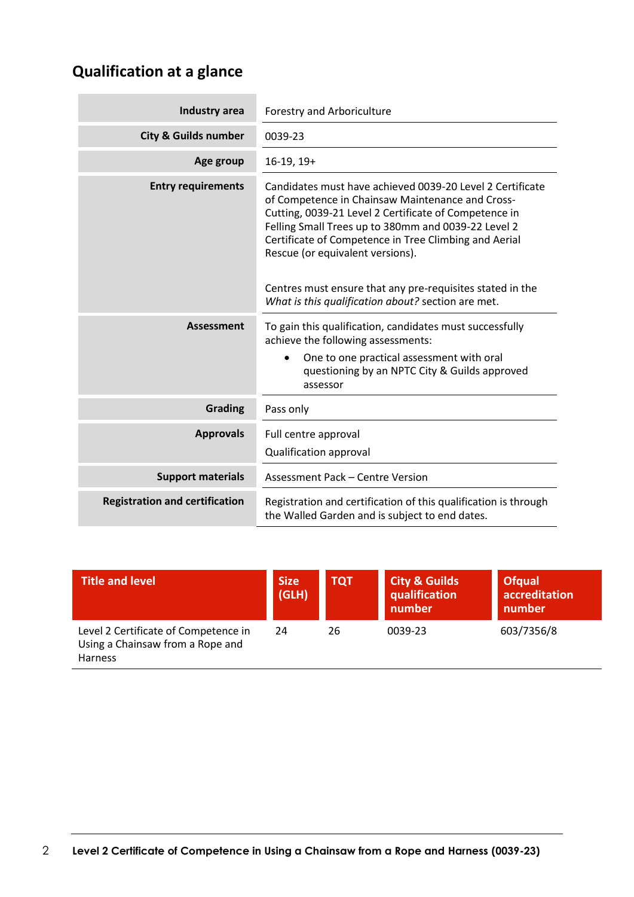## Qualification at a glance

| | |
|---|---|
| **Industry area** | Forestry and Arboriculture |
| **City & Guilds number** | 0039-23 |
| **Age group** | 16-19, 19+ |
| **Entry requirements** | Candidates must have achieved 0039-20 Level 2 Certificate of Competence in Chainsaw Maintenance and Cross-Cutting, 0039-21 Level 2 Certificate of Competence in Felling Small Trees up to 380mm and 0039-22 Level 2 Certificate of Competence in Tree Climbing and Aerial Rescue (or equivalent versions).<br><br>Centres must ensure that any pre-requisites stated in the *What is this qualification about?* section are met. |
| **Assessment** | To gain this qualification, candidates must successfully achieve the following assessments:<br>• One to one practical assessment with oral questioning by an NPTC City & Guilds approved assessor |
| **Grading** | Pass only |
| **Approvals** | Full centre approval<br>Qualification approval |
| **Support materials** | Assessment Pack – Centre Version |
| **Registration and certification** | Registration and certification of this qualification is through the Walled Garden and is subject to end dates. |

| Title and level | Size (GLH) | TQT | City & Guilds qualification number | Ofqual accreditation number |
|---|---|---|---|---|
| Level 2 Certificate of Competence in Using a Chainsaw from a Rope and Harness | 24 | 26 | 0039-23 | 603/7356/8 |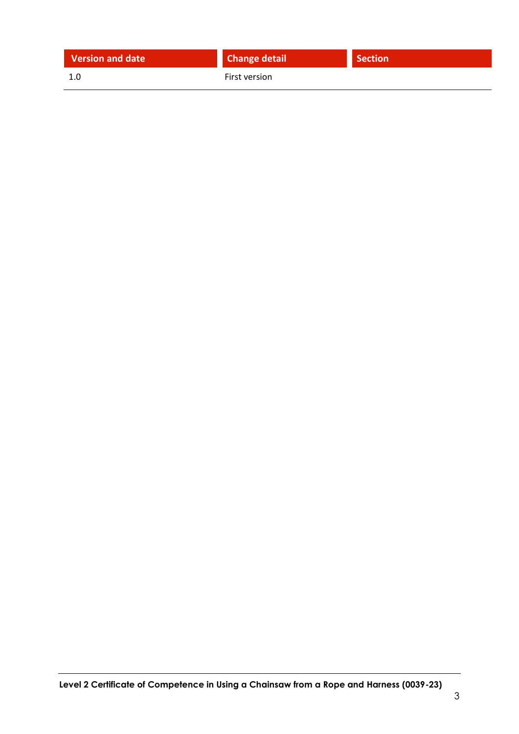| Version and date | Change detail | Section |
|---|---|---|
| 1.0 | First version | |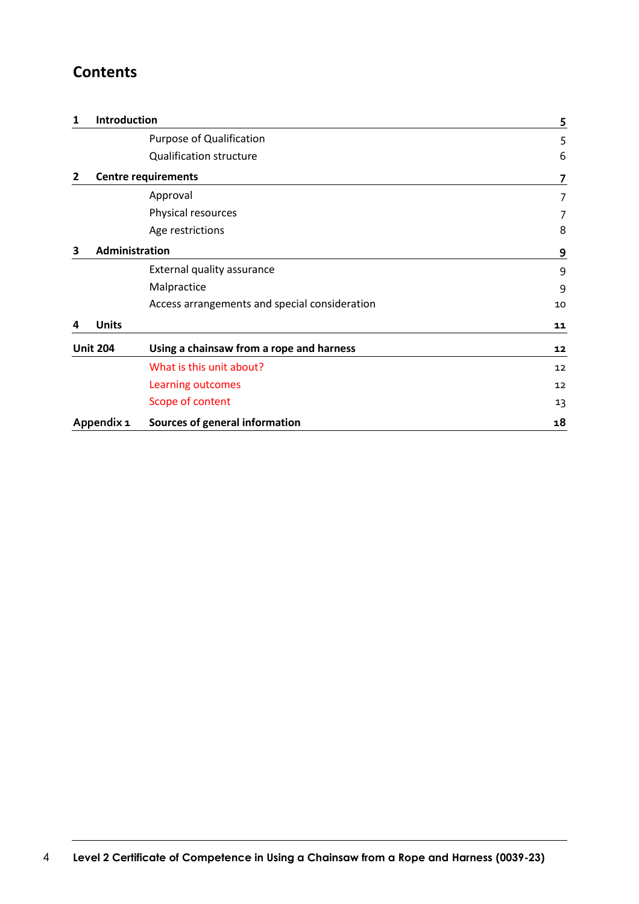# Contents

| | | |
|---|---|---|
| **1** | **Introduction** | **5** |
| | Purpose of Qualification | 5 |
| | Qualification structure | 6 |
| **2** | **Centre requirements** | **7** |
| | Approval | 7 |
| | Physical resources | 7 |
| | Age restrictions | 8 |
| **3** | **Administration** | **9** |
| | External quality assurance | 9 |
| | Malpractice | 9 |
| | Access arrangements and special consideration | 10 |
| **4** | **Units** | **11** |
| **Unit 204** | **Using a chainsaw from a rope and harness** | **12** |
| | What is this unit about? | 12 |
| | Learning outcomes | 12 |
| | Scope of content | 13 |
| **Appendix 1** | **Sources of general information** | **18** |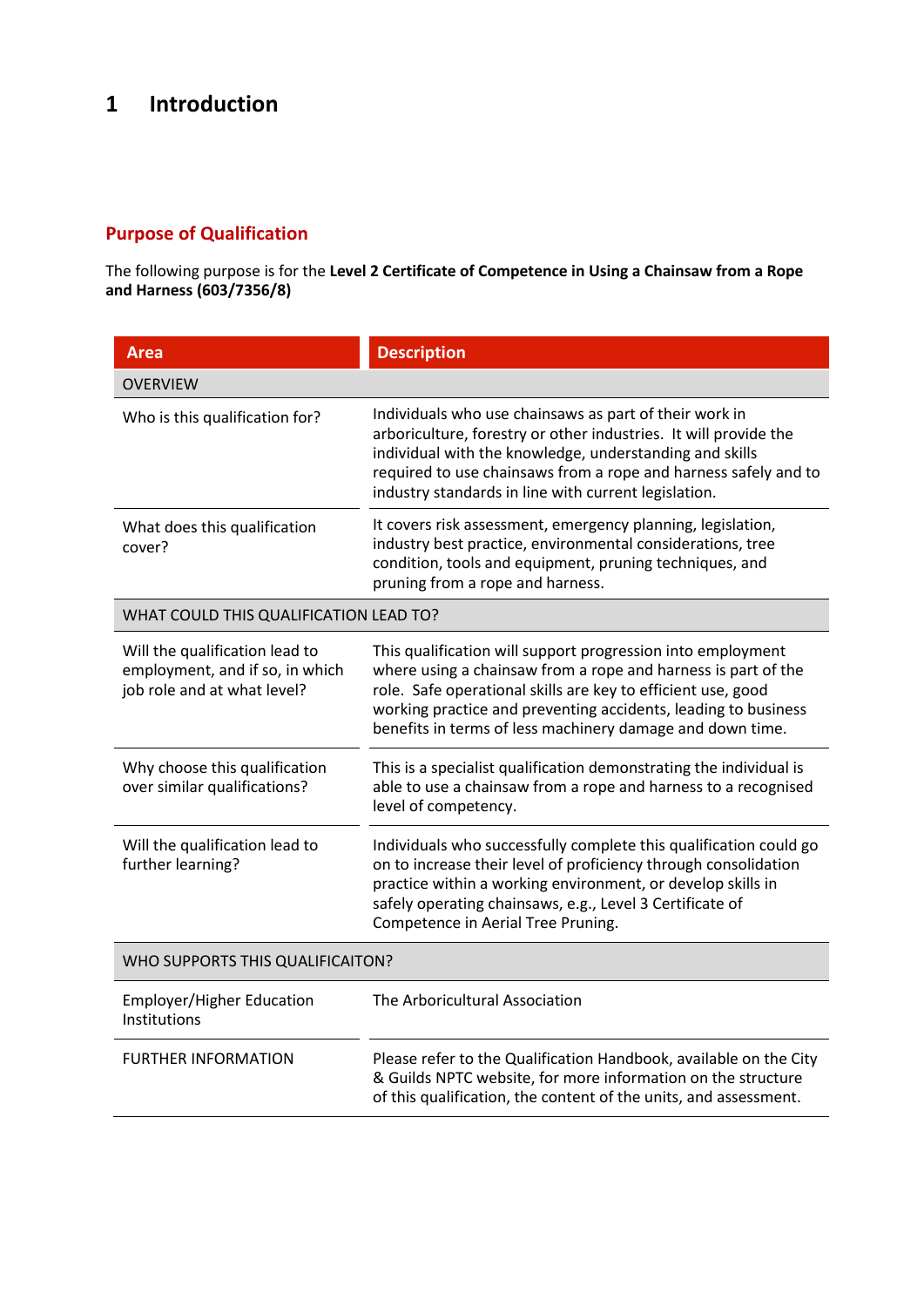# 1 Introduction

## Purpose of Qualification

The following purpose is for the **Level 2 Certificate of Competence in Using a Chainsaw from a Rope and Harness (603/7356/8)**

| Area | Description |
|---|---|
| OVERVIEW | |
| Who is this qualification for? | Individuals who use chainsaws as part of their work in arboriculture, forestry or other industries. It will provide the individual with the knowledge, understanding and skills required to use chainsaws from a rope and harness safely and to industry standards in line with current legislation. |
| What does this qualification cover? | It covers risk assessment, emergency planning, legislation, industry best practice, environmental considerations, tree condition, tools and equipment, pruning techniques, and pruning from a rope and harness. |
| WHAT COULD THIS QUALIFICATION LEAD TO? | |
| Will the qualification lead to employment, and if so, in which job role and at what level? | This qualification will support progression into employment where using a chainsaw from a rope and harness is part of the role. Safe operational skills are key to efficient use, good working practice and preventing accidents, leading to business benefits in terms of less machinery damage and down time. |
| Why choose this qualification over similar qualifications? | This is a specialist qualification demonstrating the individual is able to use a chainsaw from a rope and harness to a recognised level of competency. |
| Will the qualification lead to further learning? | Individuals who successfully complete this qualification could go on to increase their level of proficiency through consolidation practice within a working environment, or develop skills in safely operating chainsaws, e.g., Level 3 Certificate of Competence in Aerial Tree Pruning. |
| WHO SUPPORTS THIS QUALIFICAITON? | |
| Employer/Higher Education Institutions | The Arboricultural Association |
| FURTHER INFORMATION | Please refer to the Qualification Handbook, available on the City & Guilds NPTC website, for more information on the structure of this qualification, the content of the units, and assessment. |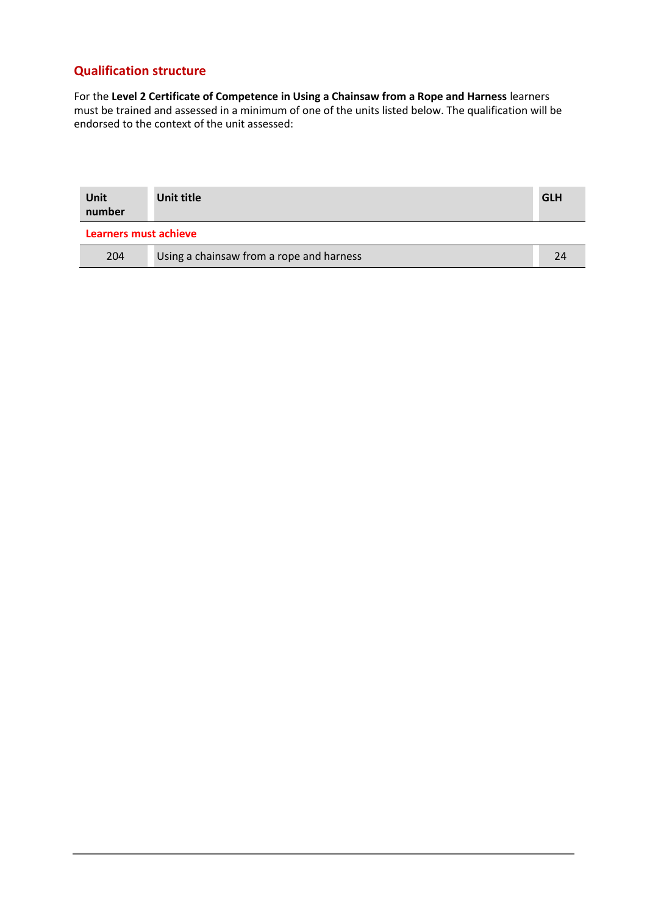## Qualification structure

For the **Level 2 Certificate of Competence in Using a Chainsaw from a Rope and Harness** learners must be trained and assessed in a minimum of one of the units listed below. The qualification will be endorsed to the context of the unit assessed:

| Unit number | Unit title | GLH |
|---|---|---|
| **Learners must achieve** | | |
| 204 | Using a chainsaw from a rope and harness | 24 |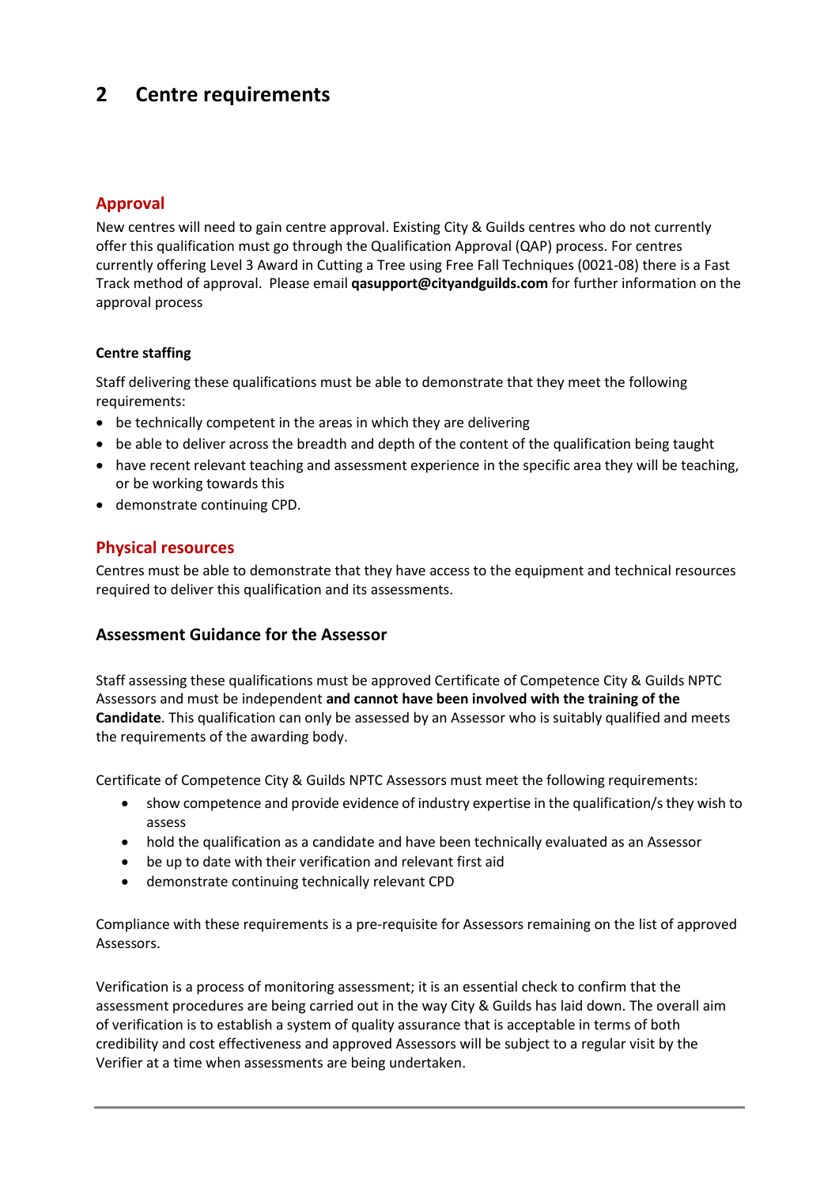# 2 Centre requirements

## Approval

New centres will need to gain centre approval. Existing City & Guilds centres who do not currently offer this qualification must go through the Qualification Approval (QAP) process. For centres currently offering Level 3 Award in Cutting a Tree using Free Fall Techniques (0021-08) there is a Fast Track method of approval. Please email **qasupport@cityandguilds.com** for further information on the approval process

### Centre staffing

Staff delivering these qualifications must be able to demonstrate that they meet the following requirements:

- be technically competent in the areas in which they are delivering
- be able to deliver across the breadth and depth of the content of the qualification being taught
- have recent relevant teaching and assessment experience in the specific area they will be teaching, or be working towards this
- demonstrate continuing CPD.

## Physical resources

Centres must be able to demonstrate that they have access to the equipment and technical resources required to deliver this qualification and its assessments.

## Assessment Guidance for the Assessor

Staff assessing these qualifications must be approved Certificate of Competence City & Guilds NPTC Assessors and must be independent **and cannot have been involved with the training of the Candidate**. This qualification can only be assessed by an Assessor who is suitably qualified and meets the requirements of the awarding body.

Certificate of Competence City & Guilds NPTC Assessors must meet the following requirements:

- show competence and provide evidence of industry expertise in the qualification/s they wish to assess
- hold the qualification as a candidate and have been technically evaluated as an Assessor
- be up to date with their verification and relevant first aid
- demonstrate continuing technically relevant CPD

Compliance with these requirements is a pre-requisite for Assessors remaining on the list of approved Assessors.

Verification is a process of monitoring assessment; it is an essential check to confirm that the assessment procedures are being carried out in the way City & Guilds has laid down. The overall aim of verification is to establish a system of quality assurance that is acceptable in terms of both credibility and cost effectiveness and approved Assessors will be subject to a regular visit by the Verifier at a time when assessments are being undertaken.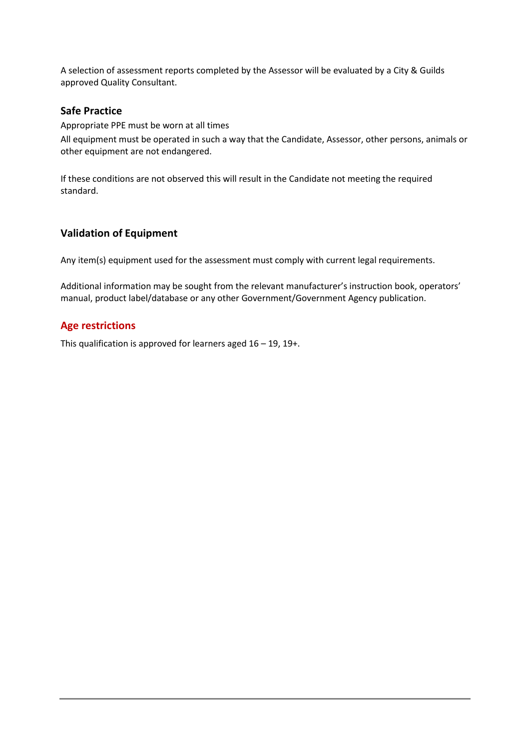A selection of assessment reports completed by the Assessor will be evaluated by a City & Guilds approved Quality Consultant.

### Safe Practice

Appropriate PPE must be worn at all times

All equipment must be operated in such a way that the Candidate, Assessor, other persons, animals or other equipment are not endangered.

If these conditions are not observed this will result in the Candidate not meeting the required standard.

### Validation of Equipment

Any item(s) equipment used for the assessment must comply with current legal requirements.

Additional information may be sought from the relevant manufacturer's instruction book, operators' manual, product label/database or any other Government/Government Agency publication.

### Age restrictions

This qualification is approved for learners aged 16 – 19, 19+.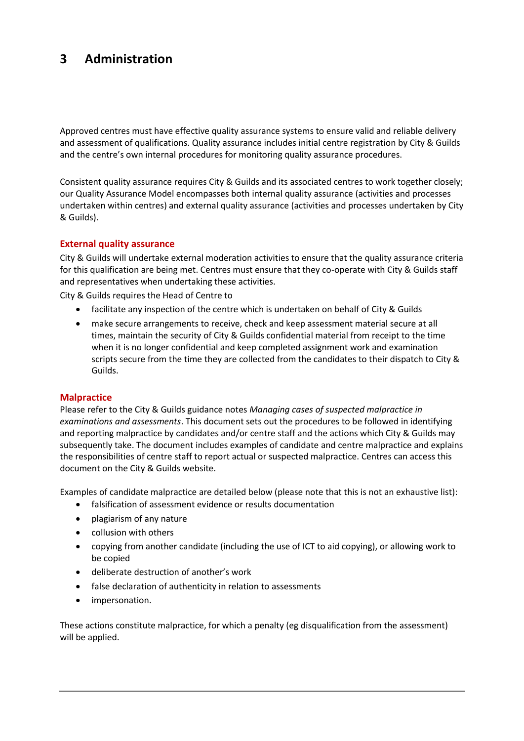# 3 Administration

Approved centres must have effective quality assurance systems to ensure valid and reliable delivery and assessment of qualifications. Quality assurance includes initial centre registration by City & Guilds and the centre's own internal procedures for monitoring quality assurance procedures.

Consistent quality assurance requires City & Guilds and its associated centres to work together closely; our Quality Assurance Model encompasses both internal quality assurance (activities and processes undertaken within centres) and external quality assurance (activities and processes undertaken by City & Guilds).

## External quality assurance

City & Guilds will undertake external moderation activities to ensure that the quality assurance criteria for this qualification are being met. Centres must ensure that they co-operate with City & Guilds staff and representatives when undertaking these activities.

City & Guilds requires the Head of Centre to

- facilitate any inspection of the centre which is undertaken on behalf of City & Guilds
- make secure arrangements to receive, check and keep assessment material secure at all times, maintain the security of City & Guilds confidential material from receipt to the time when it is no longer confidential and keep completed assignment work and examination scripts secure from the time they are collected from the candidates to their dispatch to City & Guilds.

## Malpractice

Please refer to the City & Guilds guidance notes *Managing cases of suspected malpractice in examinations and assessments*. This document sets out the procedures to be followed in identifying and reporting malpractice by candidates and/or centre staff and the actions which City & Guilds may subsequently take. The document includes examples of candidate and centre malpractice and explains the responsibilities of centre staff to report actual or suspected malpractice. Centres can access this document on the City & Guilds website.

Examples of candidate malpractice are detailed below (please note that this is not an exhaustive list):

- falsification of assessment evidence or results documentation
- plagiarism of any nature
- collusion with others
- copying from another candidate (including the use of ICT to aid copying), or allowing work to be copied
- deliberate destruction of another's work
- false declaration of authenticity in relation to assessments
- impersonation.

These actions constitute malpractice, for which a penalty (eg disqualification from the assessment) will be applied.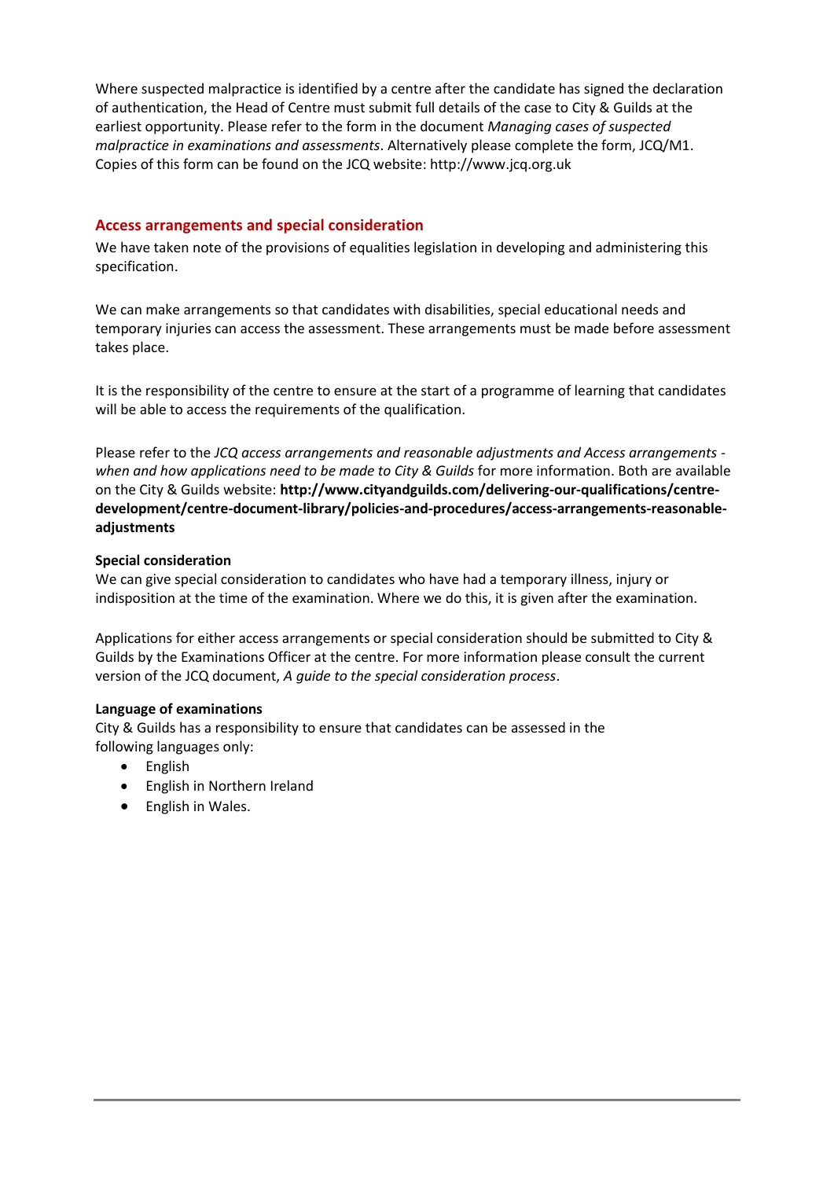Where suspected malpractice is identified by a centre after the candidate has signed the declaration of authentication, the Head of Centre must submit full details of the case to City & Guilds at the earliest opportunity. Please refer to the form in the document *Managing cases of suspected malpractice in examinations and assessments*. Alternatively please complete the form, JCQ/M1. Copies of this form can be found on the JCQ website: http://www.jcq.org.uk

## Access arrangements and special consideration

We have taken note of the provisions of equalities legislation in developing and administering this specification.

We can make arrangements so that candidates with disabilities, special educational needs and temporary injuries can access the assessment. These arrangements must be made before assessment takes place.

It is the responsibility of the centre to ensure at the start of a programme of learning that candidates will be able to access the requirements of the qualification.

Please refer to the *JCQ access arrangements and reasonable adjustments and Access arrangements - when and how applications need to be made to City & Guilds* for more information. Both are available on the City & Guilds website: **http://www.cityandguilds.com/delivering-our-qualifications/centre-development/centre-document-library/policies-and-procedures/access-arrangements-reasonable-adjustments**

### Special consideration

We can give special consideration to candidates who have had a temporary illness, injury or indisposition at the time of the examination. Where we do this, it is given after the examination.

Applications for either access arrangements or special consideration should be submitted to City & Guilds by the Examinations Officer at the centre. For more information please consult the current version of the JCQ document, *A guide to the special consideration process*.

### Language of examinations

City & Guilds has a responsibility to ensure that candidates can be assessed in the following languages only:

- English
- English in Northern Ireland
- English in Wales.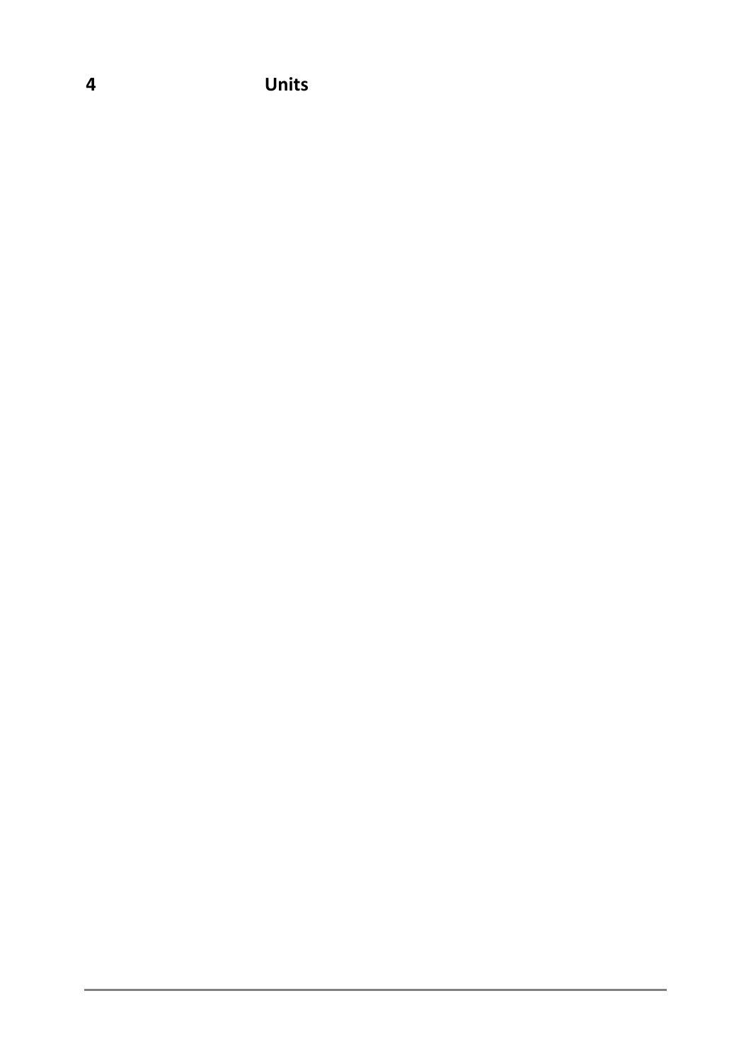# 4 Units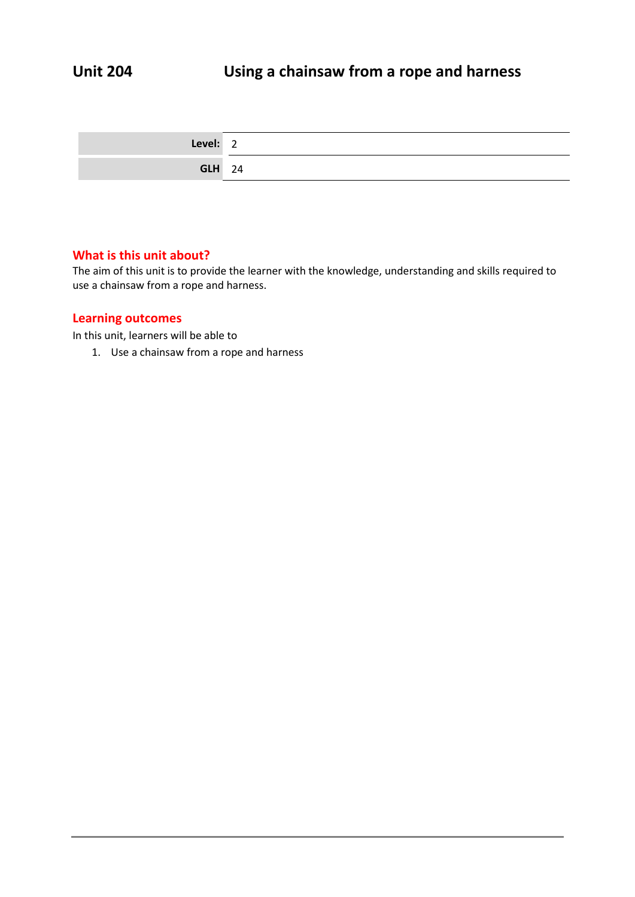# Unit 204 Using a chainsaw from a rope and harness

| | |
|---|---|
| **Level:** | 2 |
| **GLH** | 24 |

## What is this unit about?

The aim of this unit is to provide the learner with the knowledge, understanding and skills required to use a chainsaw from a rope and harness.

## Learning outcomes

In this unit, learners will be able to

1. Use a chainsaw from a rope and harness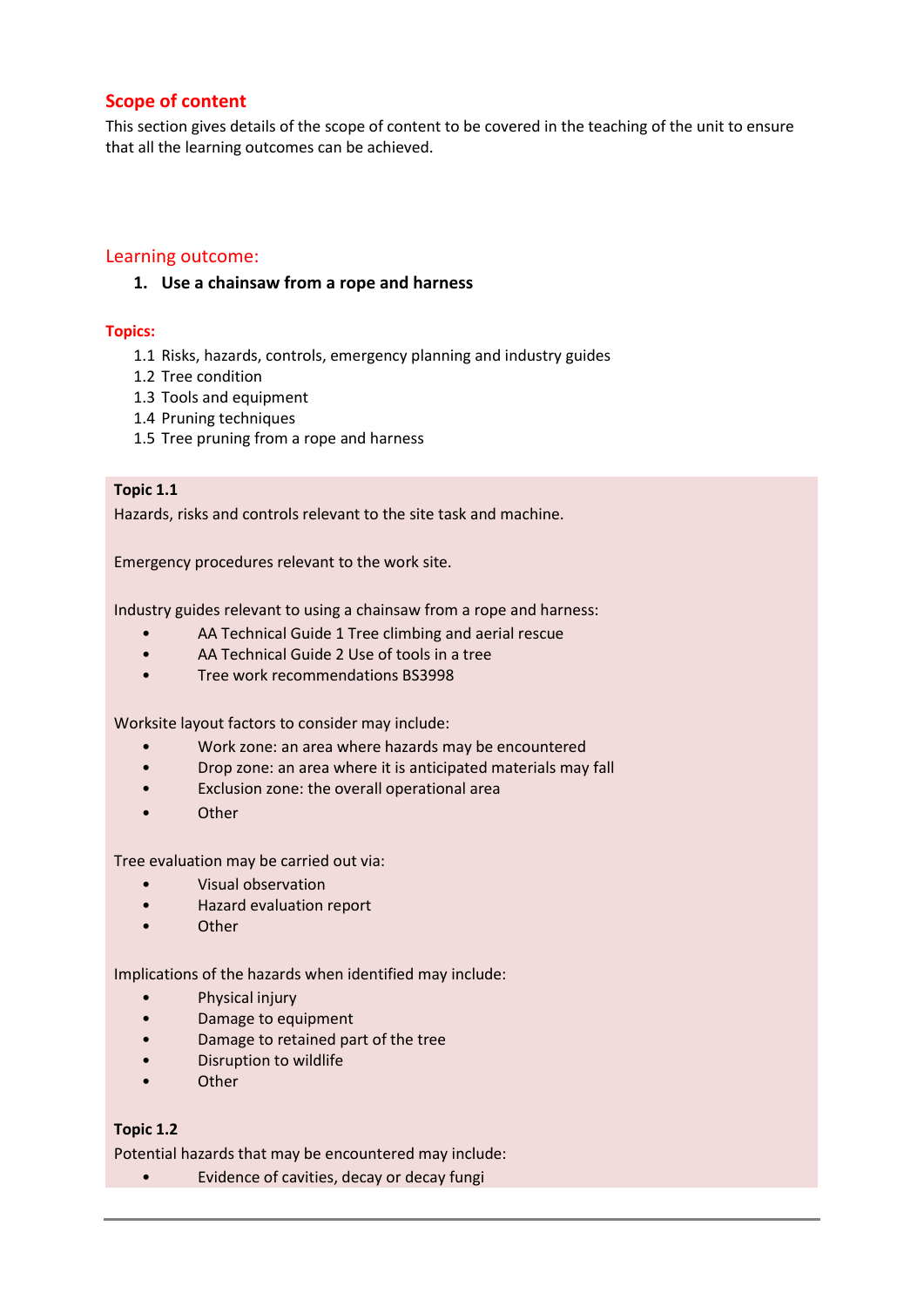## Scope of content

This section gives details of the scope of content to be covered in the teaching of the unit to ensure that all the learning outcomes can be achieved.

### Learning outcome:

1. **Use a chainsaw from a rope and harness**

**Topics:**

1.1 Risks, hazards, controls, emergency planning and industry guides
1.2 Tree condition
1.3 Tools and equipment
1.4 Pruning techniques
1.5 Tree pruning from a rope and harness

**Topic 1.1**

Hazards, risks and controls relevant to the site task and machine.

Emergency procedures relevant to the work site.

Industry guides relevant to using a chainsaw from a rope and harness:

- AA Technical Guide 1 Tree climbing and aerial rescue
- AA Technical Guide 2 Use of tools in a tree
- Tree work recommendations BS3998

Worksite layout factors to consider may include:

- Work zone: an area where hazards may be encountered
- Drop zone: an area where it is anticipated materials may fall
- Exclusion zone: the overall operational area
- Other

Tree evaluation may be carried out via:

- Visual observation
- Hazard evaluation report
- Other

Implications of the hazards when identified may include:

- Physical injury
- Damage to equipment
- Damage to retained part of the tree
- Disruption to wildlife
- Other

**Topic 1.2**

Potential hazards that may be encountered may include:

- Evidence of cavities, decay or decay fungi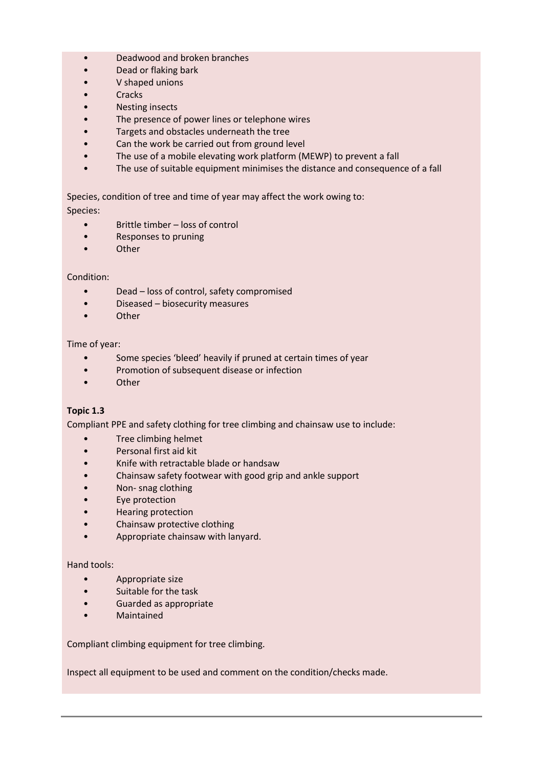- Deadwood and broken branches
- Dead or flaking bark
- V shaped unions
- Cracks
- Nesting insects
- The presence of power lines or telephone wires
- Targets and obstacles underneath the tree
- Can the work be carried out from ground level
- The use of a mobile elevating work platform (MEWP) to prevent a fall
- The use of suitable equipment minimises the distance and consequence of a fall

Species, condition of tree and time of year may affect the work owing to:

Species:

- Brittle timber – loss of control
- Responses to pruning
- Other

Condition:

- Dead – loss of control, safety compromised
- Diseased – biosecurity measures
- Other

Time of year:

- Some species 'bleed' heavily if pruned at certain times of year
- Promotion of subsequent disease or infection
- Other

**Topic 1.3**

Compliant PPE and safety clothing for tree climbing and chainsaw use to include:

- Tree climbing helmet
- Personal first aid kit
- Knife with retractable blade or handsaw
- Chainsaw safety footwear with good grip and ankle support
- Non- snag clothing
- Eye protection
- Hearing protection
- Chainsaw protective clothing
- Appropriate chainsaw with lanyard.

Hand tools:

- Appropriate size
- Suitable for the task
- Guarded as appropriate
- Maintained

Compliant climbing equipment for tree climbing.

Inspect all equipment to be used and comment on the condition/checks made.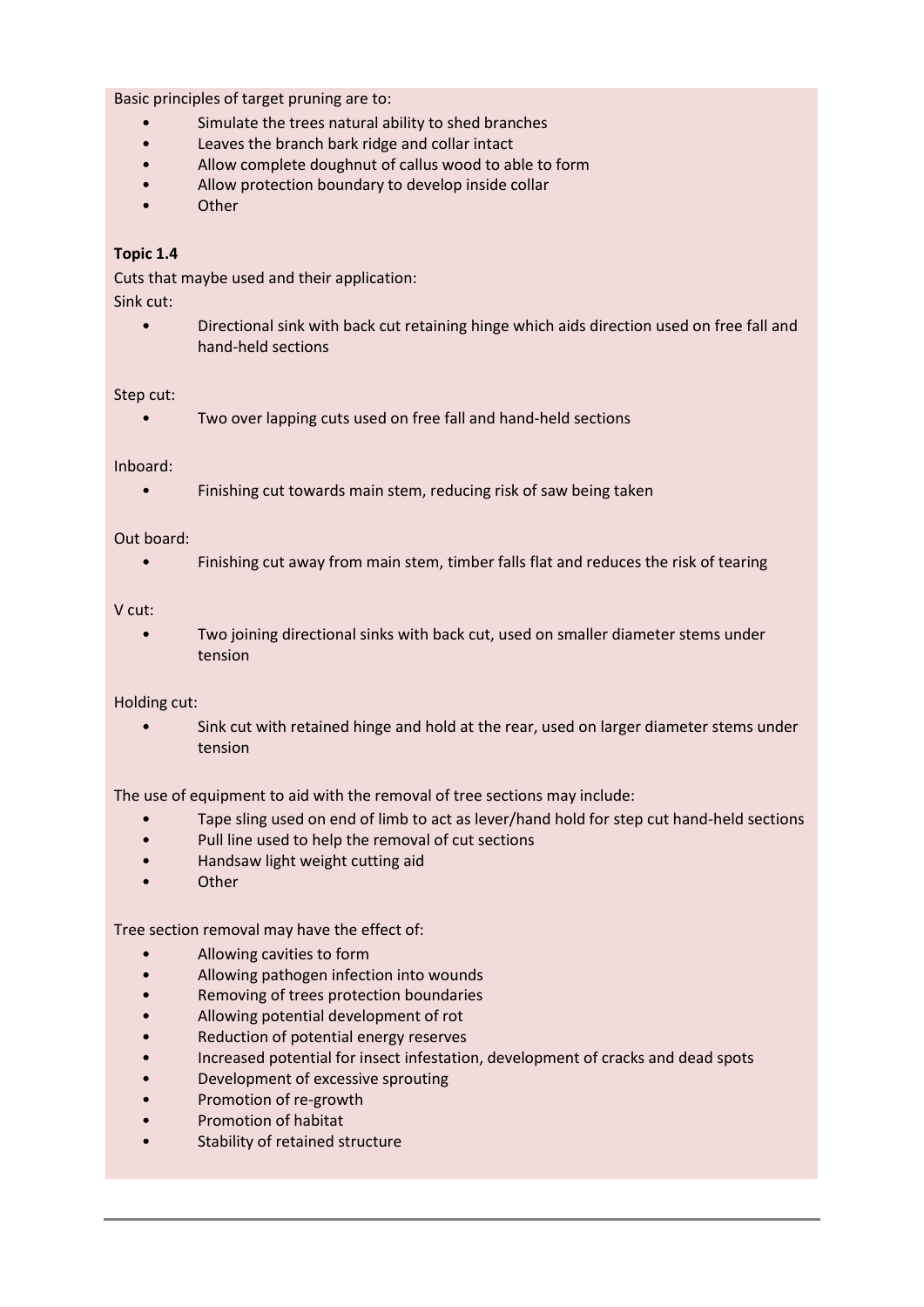Basic principles of target pruning are to:

- Simulate the trees natural ability to shed branches
- Leaves the branch bark ridge and collar intact
- Allow complete doughnut of callus wood to able to form
- Allow protection boundary to develop inside collar
- Other

**Topic 1.4**

Cuts that maybe used and their application:

Sink cut:

- Directional sink with back cut retaining hinge which aids direction used on free fall and hand-held sections

Step cut:

- Two over lapping cuts used on free fall and hand-held sections

Inboard:

- Finishing cut towards main stem, reducing risk of saw being taken

Out board:

- Finishing cut away from main stem, timber falls flat and reduces the risk of tearing

V cut:

- Two joining directional sinks with back cut, used on smaller diameter stems under tension

Holding cut:

- Sink cut with retained hinge and hold at the rear, used on larger diameter stems under tension

The use of equipment to aid with the removal of tree sections may include:

- Tape sling used on end of limb to act as lever/hand hold for step cut hand-held sections
- Pull line used to help the removal of cut sections
- Handsaw light weight cutting aid
- Other

Tree section removal may have the effect of:

- Allowing cavities to form
- Allowing pathogen infection into wounds
- Removing of trees protection boundaries
- Allowing potential development of rot
- Reduction of potential energy reserves
- Increased potential for insect infestation, development of cracks and dead spots
- Development of excessive sprouting
- Promotion of re-growth
- Promotion of habitat
- Stability of retained structure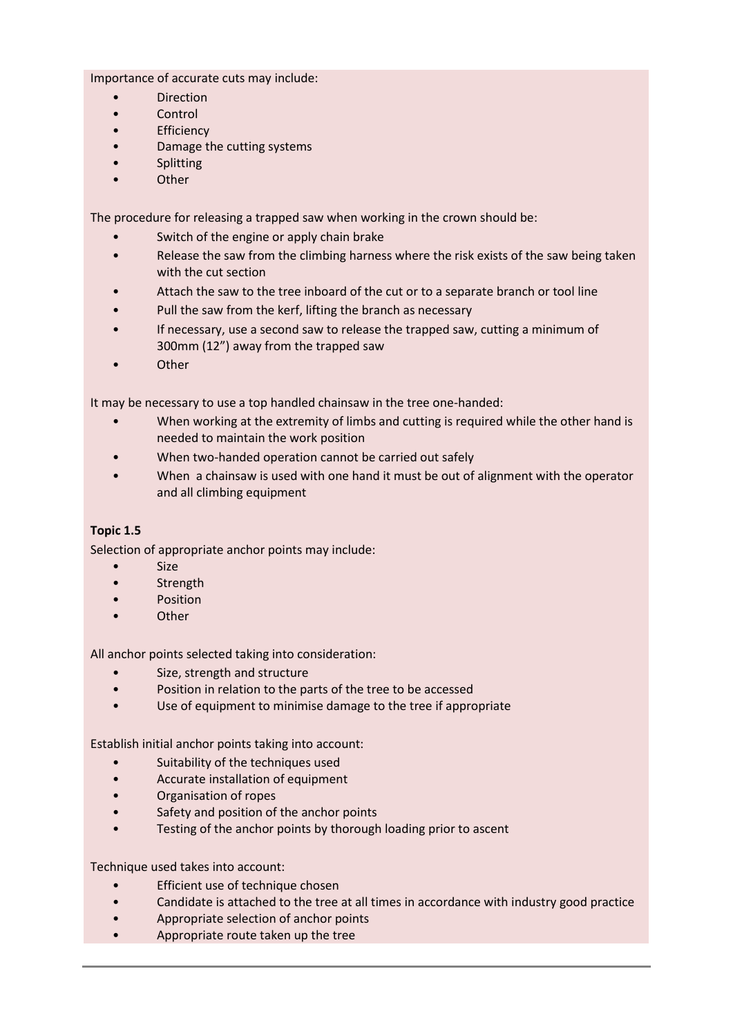Importance of accurate cuts may include:

- Direction
- Control
- Efficiency
- Damage the cutting systems
- Splitting
- Other

The procedure for releasing a trapped saw when working in the crown should be:

- Switch of the engine or apply chain brake
- Release the saw from the climbing harness where the risk exists of the saw being taken with the cut section
- Attach the saw to the tree inboard of the cut or to a separate branch or tool line
- Pull the saw from the kerf, lifting the branch as necessary
- If necessary, use a second saw to release the trapped saw, cutting a minimum of 300mm (12”) away from the trapped saw
- Other

It may be necessary to use a top handled chainsaw in the tree one-handed:

- When working at the extremity of limbs and cutting is required while the other hand is needed to maintain the work position
- When two-handed operation cannot be carried out safely
- When a chainsaw is used with one hand it must be out of alignment with the operator and all climbing equipment

**Topic 1.5**

Selection of appropriate anchor points may include:

- Size
- Strength
- Position
- Other

All anchor points selected taking into consideration:

- Size, strength and structure
- Position in relation to the parts of the tree to be accessed
- Use of equipment to minimise damage to the tree if appropriate

Establish initial anchor points taking into account:

- Suitability of the techniques used
- Accurate installation of equipment
- Organisation of ropes
- Safety and position of the anchor points
- Testing of the anchor points by thorough loading prior to ascent

Technique used takes into account:

- Efficient use of technique chosen
- Candidate is attached to the tree at all times in accordance with industry good practice
- Appropriate selection of anchor points
- Appropriate route taken up the tree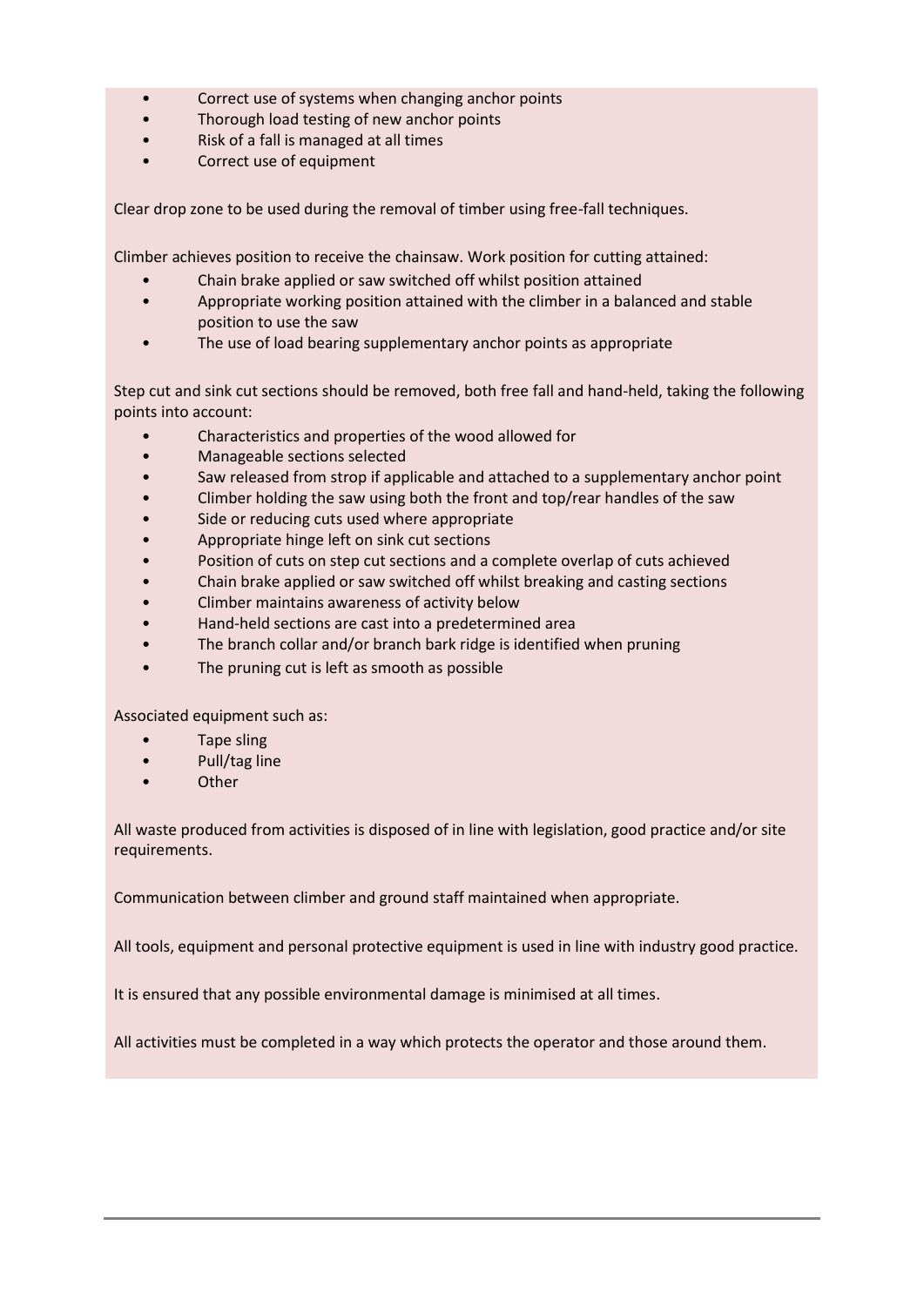- Correct use of systems when changing anchor points
- Thorough load testing of new anchor points
- Risk of a fall is managed at all times
- Correct use of equipment

Clear drop zone to be used during the removal of timber using free-fall techniques.

Climber achieves position to receive the chainsaw. Work position for cutting attained:

- Chain brake applied or saw switched off whilst position attained
- Appropriate working position attained with the climber in a balanced and stable position to use the saw
- The use of load bearing supplementary anchor points as appropriate

Step cut and sink cut sections should be removed, both free fall and hand-held, taking the following points into account:

- Characteristics and properties of the wood allowed for
- Manageable sections selected
- Saw released from strop if applicable and attached to a supplementary anchor point
- Climber holding the saw using both the front and top/rear handles of the saw
- Side or reducing cuts used where appropriate
- Appropriate hinge left on sink cut sections
- Position of cuts on step cut sections and a complete overlap of cuts achieved
- Chain brake applied or saw switched off whilst breaking and casting sections
- Climber maintains awareness of activity below
- Hand-held sections are cast into a predetermined area
- The branch collar and/or branch bark ridge is identified when pruning
- The pruning cut is left as smooth as possible

Associated equipment such as:

- Tape sling
- Pull/tag line
- Other

All waste produced from activities is disposed of in line with legislation, good practice and/or site requirements.

Communication between climber and ground staff maintained when appropriate.

All tools, equipment and personal protective equipment is used in line with industry good practice.

It is ensured that any possible environmental damage is minimised at all times.

All activities must be completed in a way which protects the operator and those around them.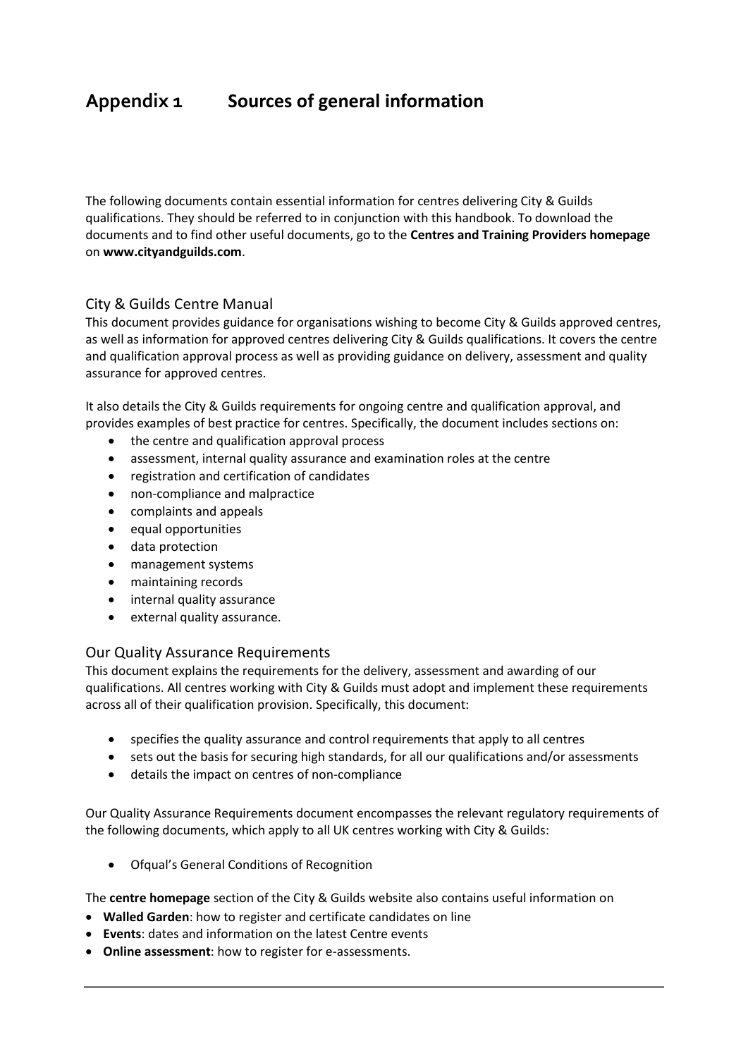# Appendix 1 Sources of general information

The following documents contain essential information for centres delivering City & Guilds qualifications. They should be referred to in conjunction with this handbook. To download the documents and to find other useful documents, go to the **Centres and Training Providers homepage** on **www.cityandguilds.com**.

## City & Guilds Centre Manual

This document provides guidance for organisations wishing to become City & Guilds approved centres, as well as information for approved centres delivering City & Guilds qualifications. It covers the centre and qualification approval process as well as providing guidance on delivery, assessment and quality assurance for approved centres.

It also details the City & Guilds requirements for ongoing centre and qualification approval, and provides examples of best practice for centres. Specifically, the document includes sections on:

- the centre and qualification approval process
- assessment, internal quality assurance and examination roles at the centre
- registration and certification of candidates
- non-compliance and malpractice
- complaints and appeals
- equal opportunities
- data protection
- management systems
- maintaining records
- internal quality assurance
- external quality assurance.

## Our Quality Assurance Requirements

This document explains the requirements for the delivery, assessment and awarding of our qualifications. All centres working with City & Guilds must adopt and implement these requirements across all of their qualification provision. Specifically, this document:

- specifies the quality assurance and control requirements that apply to all centres
- sets out the basis for securing high standards, for all our qualifications and/or assessments
- details the impact on centres of non-compliance

Our Quality Assurance Requirements document encompasses the relevant regulatory requirements of the following documents, which apply to all UK centres working with City & Guilds:

- Ofqual's General Conditions of Recognition

The **centre homepage** section of the City & Guilds website also contains useful information on

- **Walled Garden**: how to register and certificate candidates on line
- **Events**: dates and information on the latest Centre events
- **Online assessment**: how to register for e-assessments.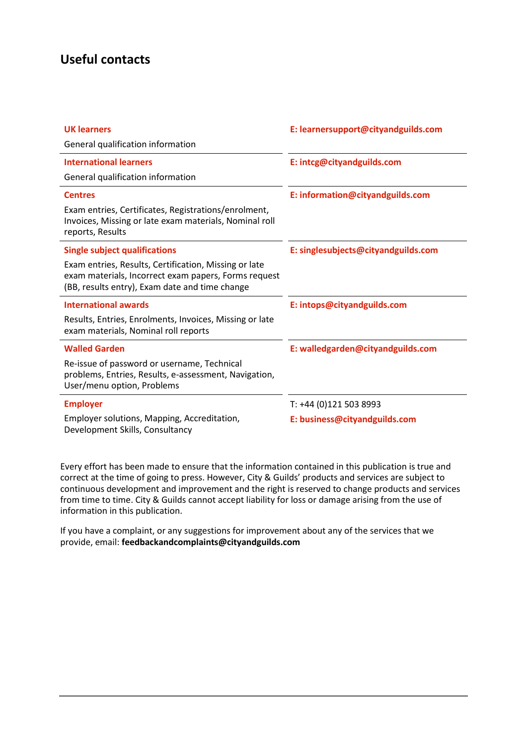## Useful contacts

| | |
|---|---|
| **UK learners**<br>General qualification information | **E: learnersupport@cityandguilds.com** |
| **International learners**<br>General qualification information | **E: intcg@cityandguilds.com** |
| **Centres**<br>Exam entries, Certificates, Registrations/enrolment, Invoices, Missing or late exam materials, Nominal roll reports, Results | **E: information@cityandguilds.com** |
| **Single subject qualifications**<br>Exam entries, Results, Certification, Missing or late exam materials, Incorrect exam papers, Forms request (BB, results entry), Exam date and time change | **E: singlesubjects@cityandguilds.com** |
| **International awards**<br>Results, Entries, Enrolments, Invoices, Missing or late exam materials, Nominal roll reports | **E: intops@cityandguilds.com** |
| **Walled Garden**<br>Re-issue of password or username, Technical problems, Entries, Results, e-assessment, Navigation, User/menu option, Problems | **E: walledgarden@cityandguilds.com** |
| **Employer**<br>Employer solutions, Mapping, Accreditation, Development Skills, Consultancy | T: +44 (0)121 503 8993<br>**E: business@cityandguilds.com** |

Every effort has been made to ensure that the information contained in this publication is true and correct at the time of going to press. However, City & Guilds' products and services are subject to continuous development and improvement and the right is reserved to change products and services from time to time. City & Guilds cannot accept liability for loss or damage arising from the use of information in this publication.

If you have a complaint, or any suggestions for improvement about any of the services that we provide, email: **feedbackandcomplaints@cityandguilds.com**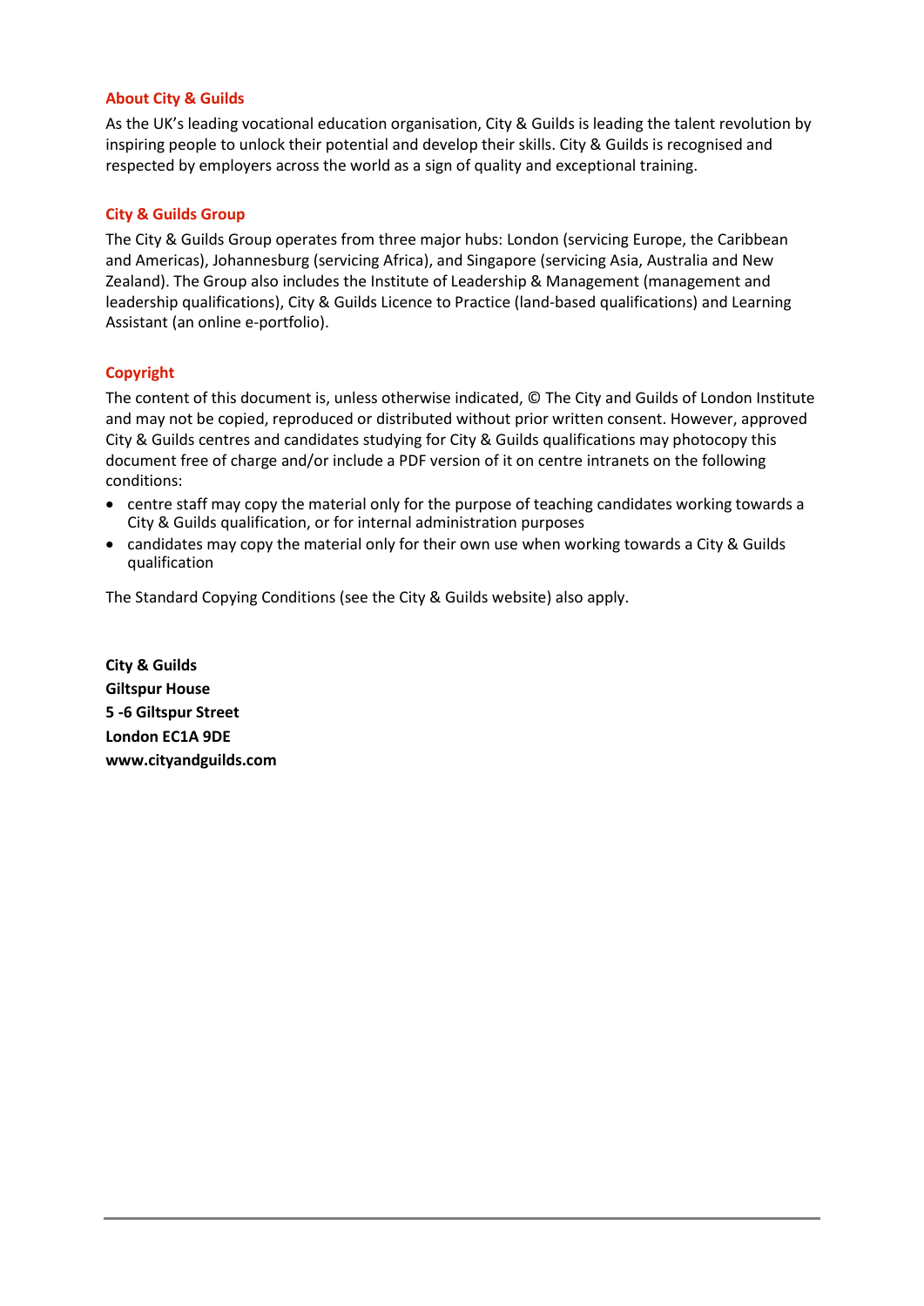## About City & Guilds

As the UK's leading vocational education organisation, City & Guilds is leading the talent revolution by inspiring people to unlock their potential and develop their skills. City & Guilds is recognised and respected by employers across the world as a sign of quality and exceptional training.

## City & Guilds Group

The City & Guilds Group operates from three major hubs: London (servicing Europe, the Caribbean and Americas), Johannesburg (servicing Africa), and Singapore (servicing Asia, Australia and New Zealand). The Group also includes the Institute of Leadership & Management (management and leadership qualifications), City & Guilds Licence to Practice (land-based qualifications) and Learning Assistant (an online e-portfolio).

## Copyright

The content of this document is, unless otherwise indicated, © The City and Guilds of London Institute and may not be copied, reproduced or distributed without prior written consent. However, approved City & Guilds centres and candidates studying for City & Guilds qualifications may photocopy this document free of charge and/or include a PDF version of it on centre intranets on the following conditions:

- centre staff may copy the material only for the purpose of teaching candidates working towards a City & Guilds qualification, or for internal administration purposes
- candidates may copy the material only for their own use when working towards a City & Guilds qualification

The Standard Copying Conditions (see the City & Guilds website) also apply.

**City & Guilds**
**Giltspur House**
**5 -6 Giltspur Street**
**London EC1A 9DE**
**www.cityandguilds.com**